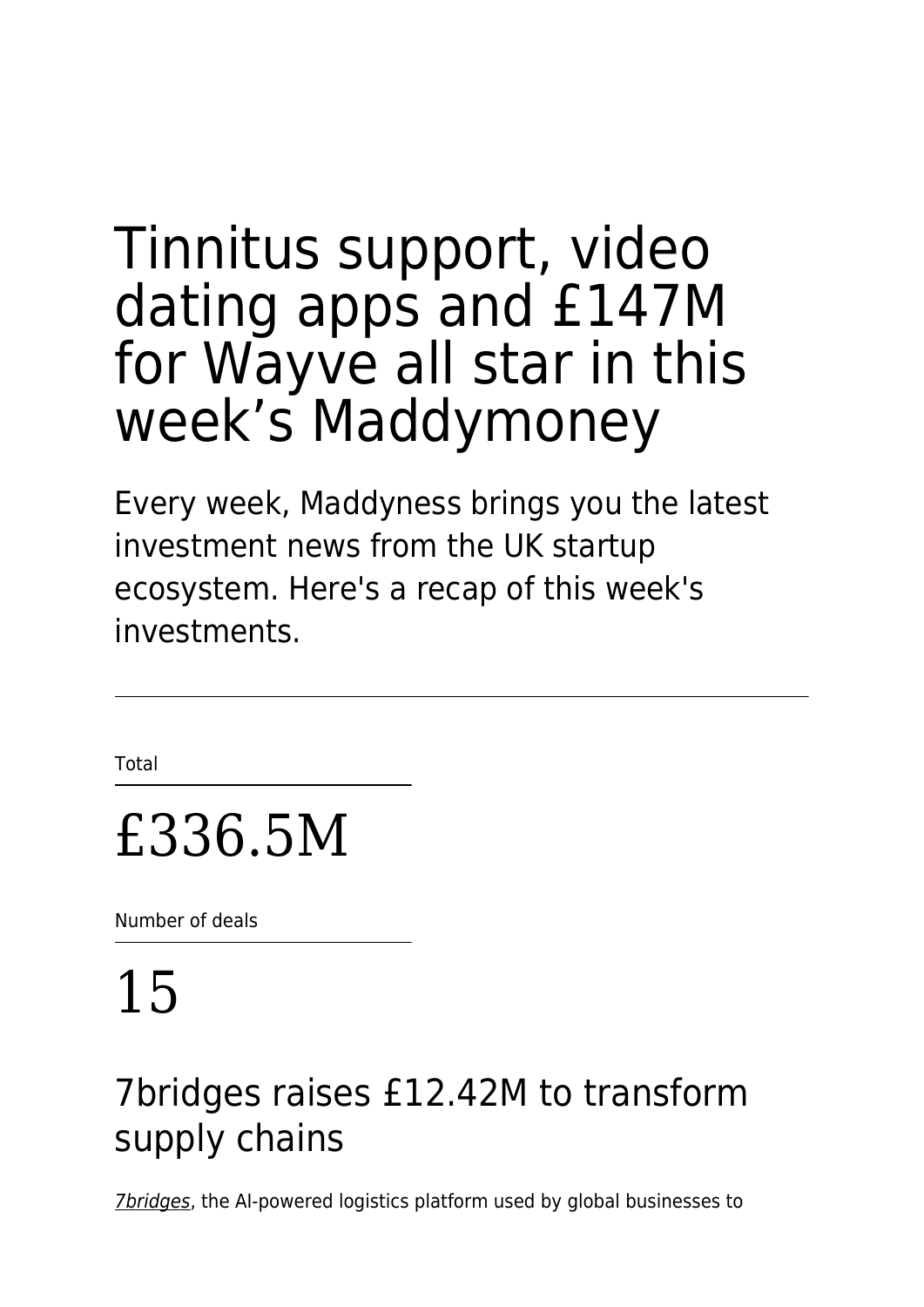# Tinnitus support, video dating apps and £147M for Wayve all star in this week’s Maddymoney

Every week, Maddyness brings you the latest investment news from the UK startup ecosystem. Here's a recap of this week's investments.

---

Total

# £336.5M

Number of deals

# 15

## 7bridges raises £12.42M to transform supply chains

*7bridges*, the AI-powered logistics platform used by global businesses to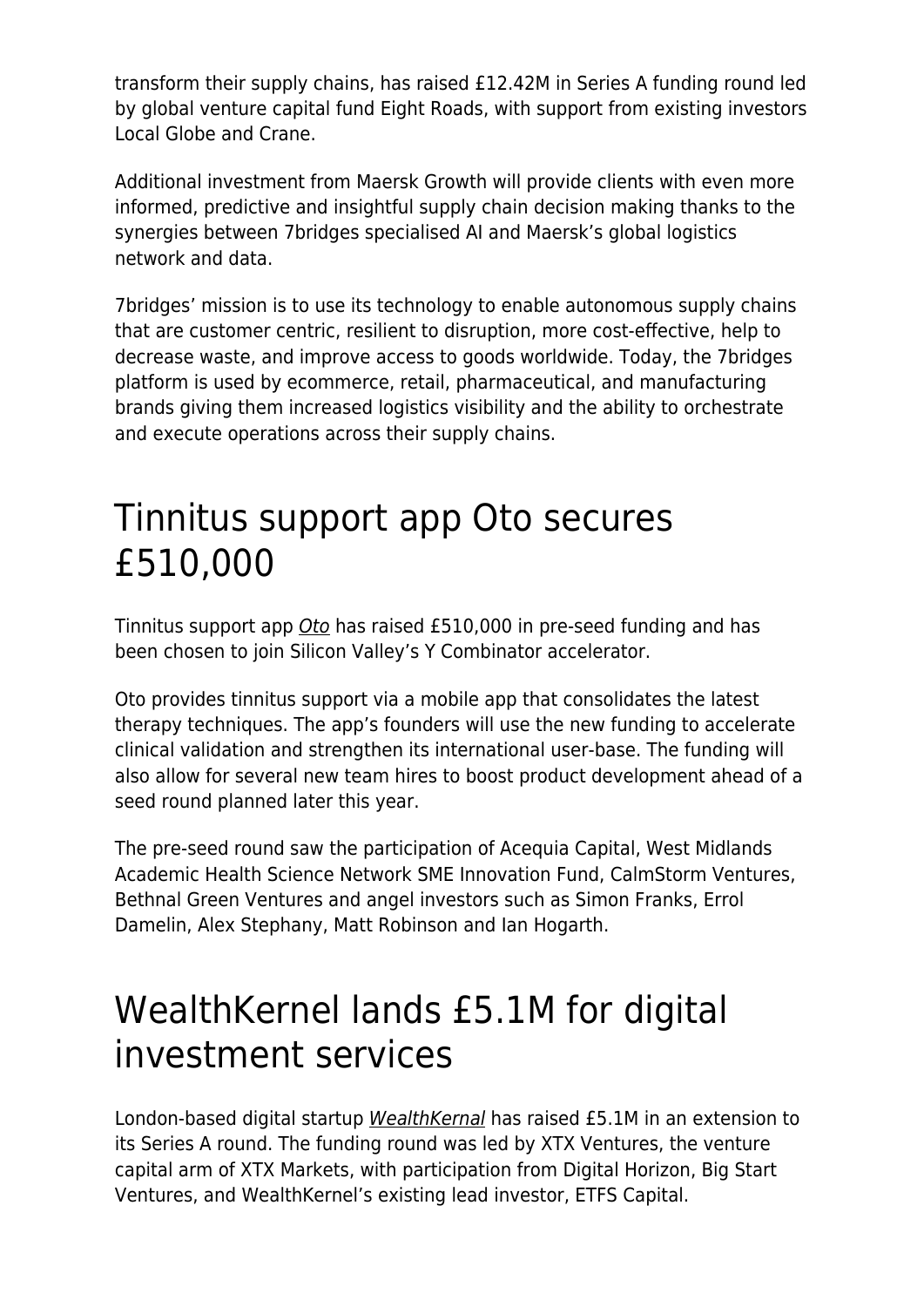transform their supply chains, has raised £12.42M in Series A funding round led by global venture capital fund Eight Roads, with support from existing investors Local Globe and Crane.

Additional investment from Maersk Growth will provide clients with even more informed, predictive and insightful supply chain decision making thanks to the synergies between 7bridges specialised AI and Maersk's global logistics network and data.

7bridges' mission is to use its technology to enable autonomous supply chains that are customer centric, resilient to disruption, more cost-effective, help to decrease waste, and improve access to goods worldwide. Today, the 7bridges platform is used by ecommerce, retail, pharmaceutical, and manufacturing brands giving them increased logistics visibility and the ability to orchestrate and execute operations across their supply chains.

# Tinnitus support app Oto secures £510,000

Tinnitus support app *Oto* has raised £510,000 in pre-seed funding and has been chosen to join Silicon Valley's Y Combinator accelerator.

Oto provides tinnitus support via a mobile app that consolidates the latest therapy techniques. The app's founders will use the new funding to accelerate clinical validation and strengthen its international user-base. The funding will also allow for several new team hires to boost product development ahead of a seed round planned later this year.

The pre-seed round saw the participation of Acequia Capital, West Midlands Academic Health Science Network SME Innovation Fund, CalmStorm Ventures, Bethnal Green Ventures and angel investors such as Simon Franks, Errol Damelin, Alex Stephany, Matt Robinson and Ian Hogarth.

# WealthKernel lands £5.1M for digital investment services

London-based digital startup *WealthKernal* has raised £5.1M in an extension to its Series A round. The funding round was led by XTX Ventures, the venture capital arm of XTX Markets, with participation from Digital Horizon, Big Start Ventures, and WealthKernel's existing lead investor, ETFS Capital.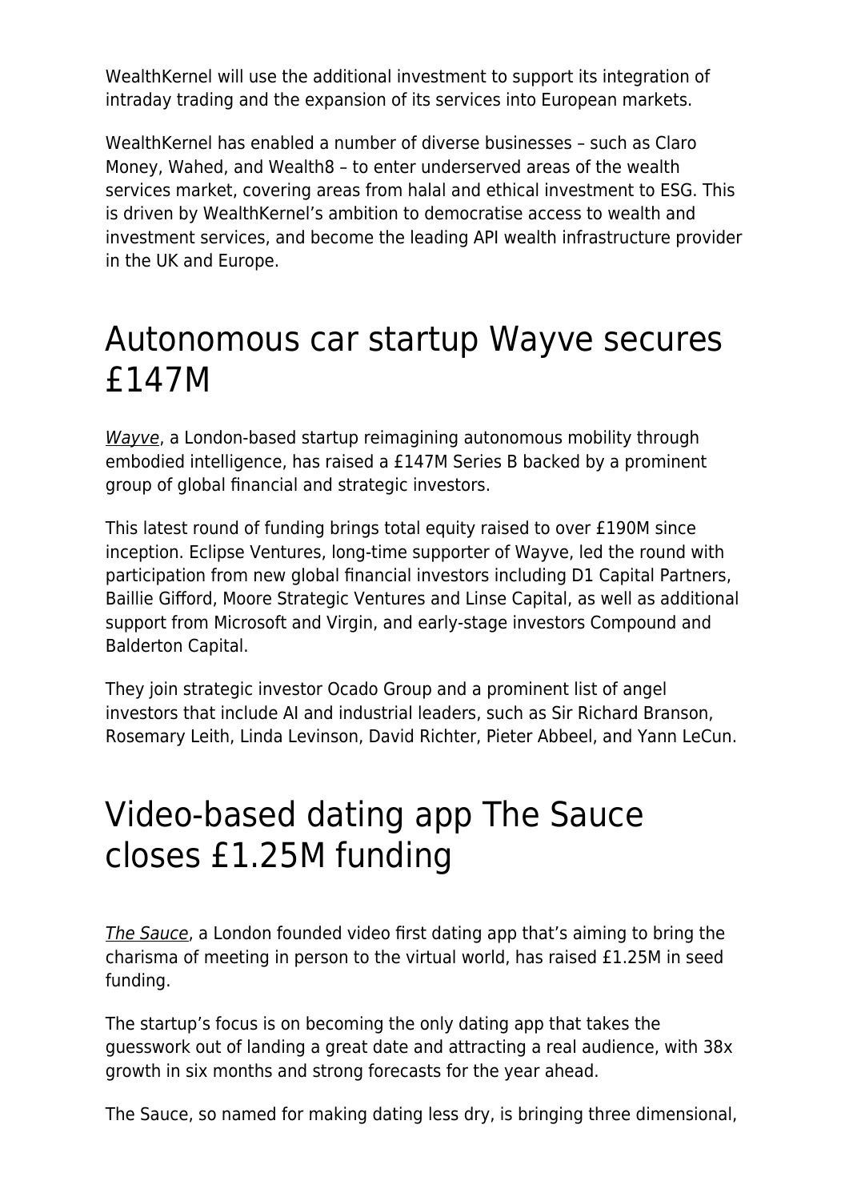WealthKernel will use the additional investment to support its integration of intraday trading and the expansion of its services into European markets.

WealthKernel has enabled a number of diverse businesses – such as Claro Money, Wahed, and Wealth8 – to enter underserved areas of the wealth services market, covering areas from halal and ethical investment to ESG. This is driven by WealthKernel's ambition to democratise access to wealth and investment services, and become the leading API wealth infrastructure provider in the UK and Europe.

# Autonomous car startup Wayve secures £147M

*Wayve*, a London-based startup reimagining autonomous mobility through embodied intelligence, has raised a £147M Series B backed by a prominent group of global financial and strategic investors.

This latest round of funding brings total equity raised to over £190M since inception. Eclipse Ventures, long-time supporter of Wayve, led the round with participation from new global financial investors including D1 Capital Partners, Baillie Gifford, Moore Strategic Ventures and Linse Capital, as well as additional support from Microsoft and Virgin, and early-stage investors Compound and Balderton Capital.

They join strategic investor Ocado Group and a prominent list of angel investors that include AI and industrial leaders, such as Sir Richard Branson, Rosemary Leith, Linda Levinson, David Richter, Pieter Abbeel, and Yann LeCun.

# Video-based dating app The Sauce closes £1.25M funding

*The Sauce*, a London founded video first dating app that's aiming to bring the charisma of meeting in person to the virtual world, has raised £1.25M in seed funding.

The startup's focus is on becoming the only dating app that takes the guesswork out of landing a great date and attracting a real audience, with 38x growth in six months and strong forecasts for the year ahead.

The Sauce, so named for making dating less dry, is bringing three dimensional,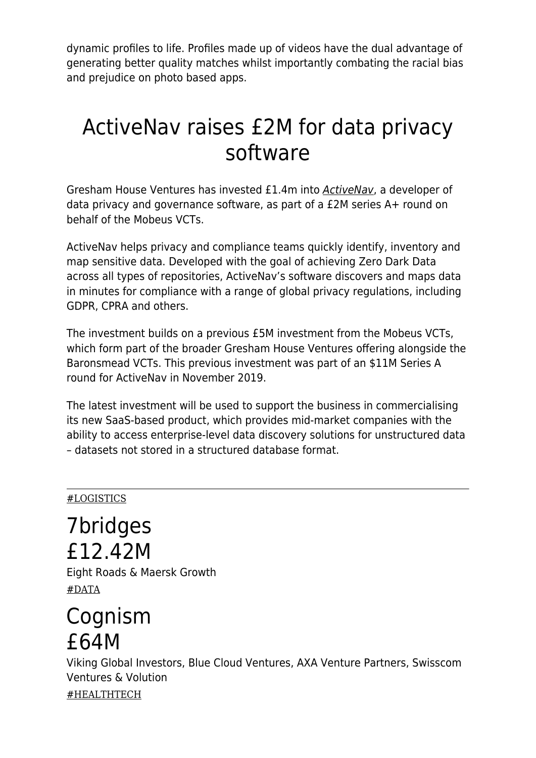dynamic profiles to life. Profiles made up of videos have the dual advantage of generating better quality matches whilst importantly combating the racial bias and prejudice on photo based apps.

# ActiveNav raises £2M for data privacy software

Gresham House Ventures has invested £1.4m into *ActiveNav*, a developer of data privacy and governance software, as part of a £2M series A+ round on behalf of the Mobeus VCTs.

ActiveNav helps privacy and compliance teams quickly identify, inventory and map sensitive data. Developed with the goal of achieving Zero Dark Data across all types of repositories, ActiveNav's software discovers and maps data in minutes for compliance with a range of global privacy regulations, including GDPR, CPRA and others.

The investment builds on a previous £5M investment from the Mobeus VCTs, which form part of the broader Gresham House Ventures offering alongside the Baronsmead VCTs. This previous investment was part of an $11M Series A round for ActiveNav in November 2019.

The latest investment will be used to support the business in commercialising its new SaaS-based product, which provides mid-market companies with the ability to access enterprise-level data discovery solutions for unstructured data – datasets not stored in a structured database format.

---

#LOGISTICS

# 7bridges
# £12.42M

Eight Roads & Maersk Growth

#DATA

# Cognism
# £64M

Viking Global Investors, Blue Cloud Ventures, AXA Venture Partners, Swisscom Ventures & Volution

#HEALTHTECH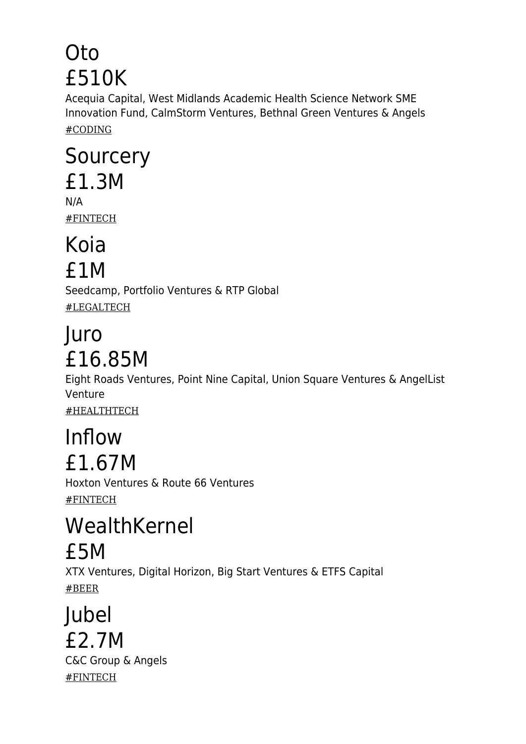# Oto
# £510K

Acequia Capital, West Midlands Academic Health Science Network SME Innovation Fund, CalmStorm Ventures, Bethnal Green Ventures & Angels

#CODING

# Sourcery
# £1.3M

N/A

#FINTECH

# Koia
# £1M

Seedcamp, Portfolio Ventures & RTP Global

#LEGALTECH

# Juro
# £16.85M

Eight Roads Ventures, Point Nine Capital, Union Square Ventures & AngelList Venture

#HEALTHTECH

# Inflow
# £1.67M

Hoxton Ventures & Route 66 Ventures

#FINTECH

# WealthKernel
# £5M

XTX Ventures, Digital Horizon, Big Start Ventures & ETFS Capital

#BEER

# Jubel
# £2.7M

C&C Group & Angels

#FINTECH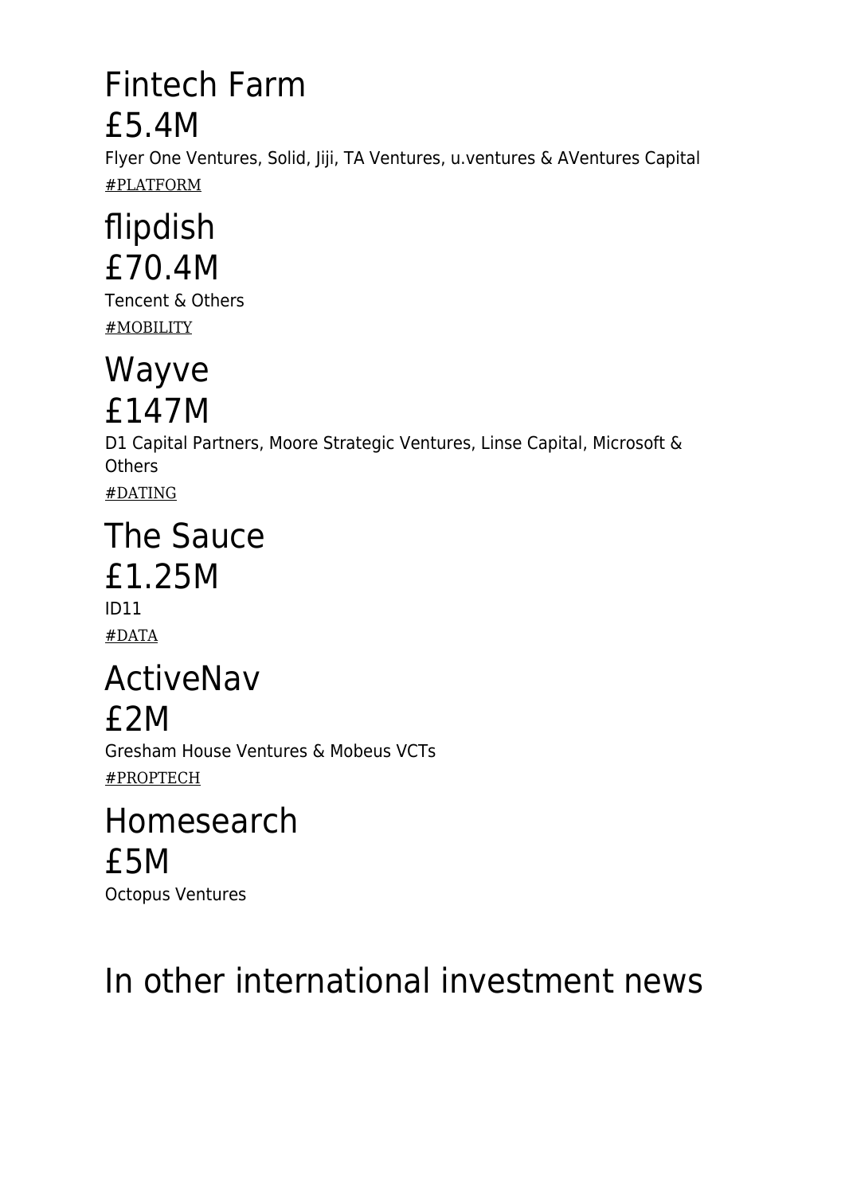## Fintech Farm
## £5.4M

Flyer One Ventures, Solid, Jiji, TA Ventures, u.ventures & AVentures Capital

#PLATFORM

## flipdish
## £70.4M

Tencent & Others

#MOBILITY

## Wayve
## £147M

D1 Capital Partners, Moore Strategic Ventures, Linse Capital, Microsoft & Others

#DATING

## The Sauce
## £1.25M

ID11

#DATA

## ActiveNav
## £2M

Gresham House Ventures & Mobeus VCTs

#PROPTECH

## Homesearch
## £5M

Octopus Ventures

# In other international investment news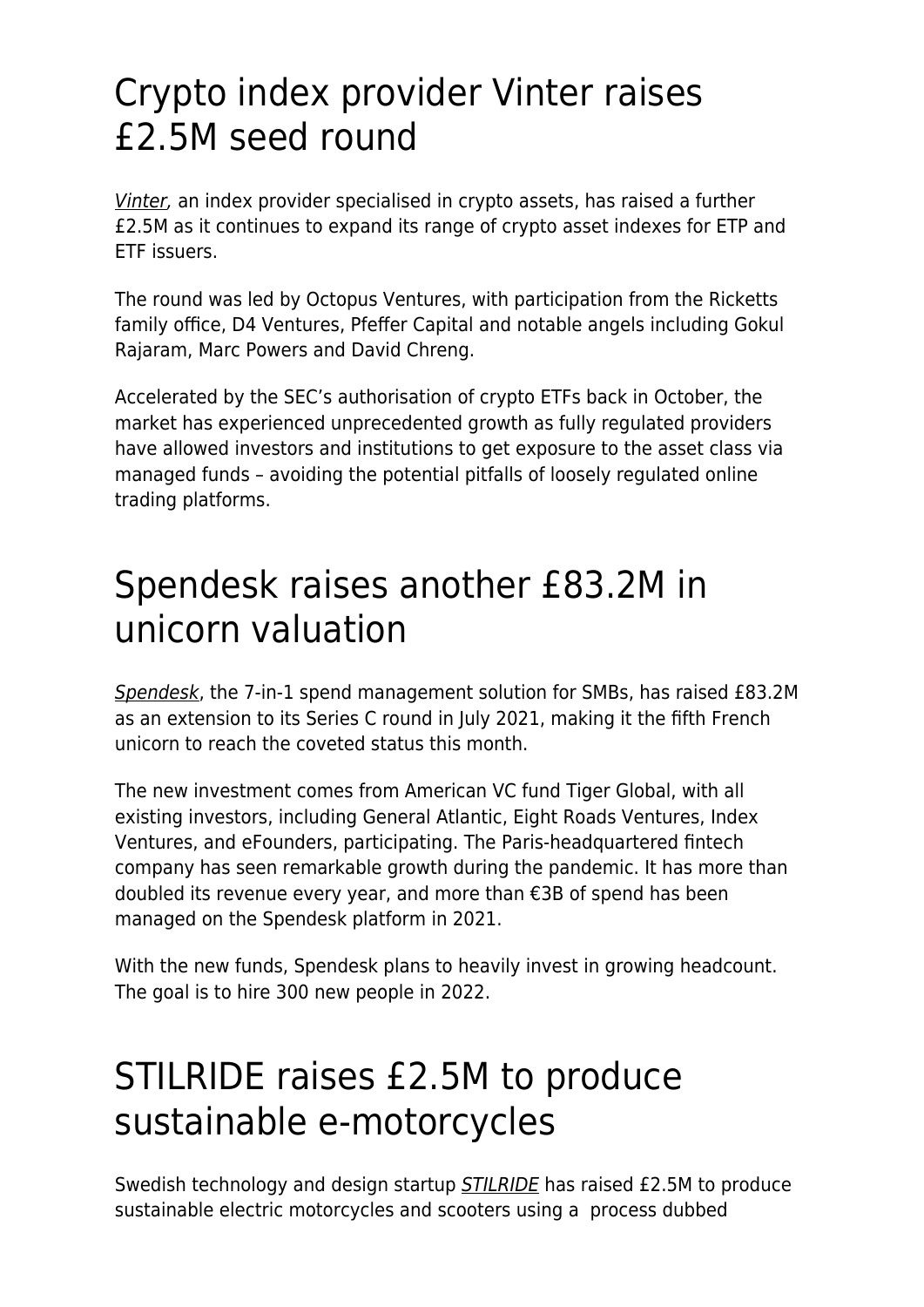# Crypto index provider Vinter raises £2.5M seed round

*Vinter*, an index provider specialised in crypto assets, has raised a further £2.5M as it continues to expand its range of crypto asset indexes for ETP and ETF issuers.

The round was led by Octopus Ventures, with participation from the Ricketts family office, D4 Ventures, Pfeffer Capital and notable angels including Gokul Rajaram, Marc Powers and David Chreng.

Accelerated by the SEC's authorisation of crypto ETFs back in October, the market has experienced unprecedented growth as fully regulated providers have allowed investors and institutions to get exposure to the asset class via managed funds – avoiding the potential pitfalls of loosely regulated online trading platforms.

# Spendesk raises another £83.2M in unicorn valuation

*Spendesk*, the 7-in-1 spend management solution for SMBs, has raised £83.2M as an extension to its Series C round in July 2021, making it the fifth French unicorn to reach the coveted status this month.

The new investment comes from American VC fund Tiger Global, with all existing investors, including General Atlantic, Eight Roads Ventures, Index Ventures, and eFounders, participating. The Paris-headquartered fintech company has seen remarkable growth during the pandemic. It has more than doubled its revenue every year, and more than €3B of spend has been managed on the Spendesk platform in 2021.

With the new funds, Spendesk plans to heavily invest in growing headcount. The goal is to hire 300 new people in 2022.

# STILRIDE raises £2.5M to produce sustainable e-motorcycles

Swedish technology and design startup *STILRIDE* has raised £2.5M to produce sustainable electric motorcycles and scooters using a process dubbed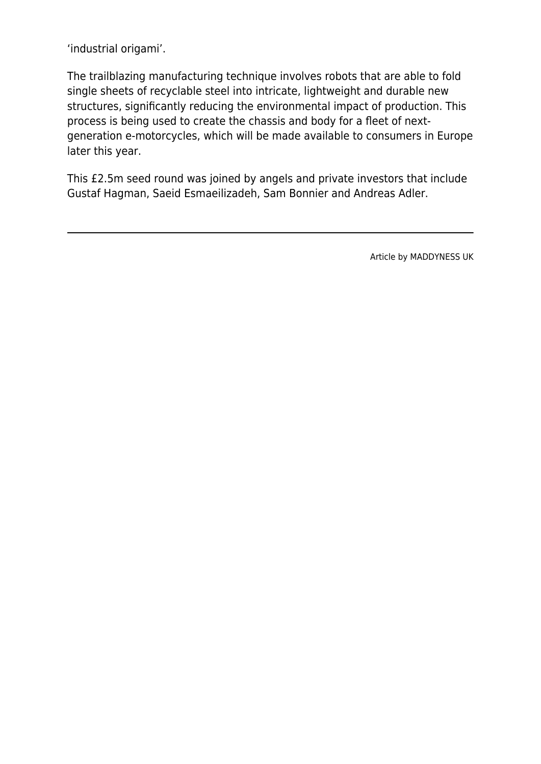'industrial origami'.

The trailblazing manufacturing technique involves robots that are able to fold single sheets of recyclable steel into intricate, lightweight and durable new structures, significantly reducing the environmental impact of production. This process is being used to create the chassis and body for a fleet of next-generation e-motorcycles, which will be made available to consumers in Europe later this year.

This £2.5m seed round was joined by angels and private investors that include Gustaf Hagman, Saeid Esmaeilizadeh, Sam Bonnier and Andreas Adler.

---

Article by MADDYNESS UK